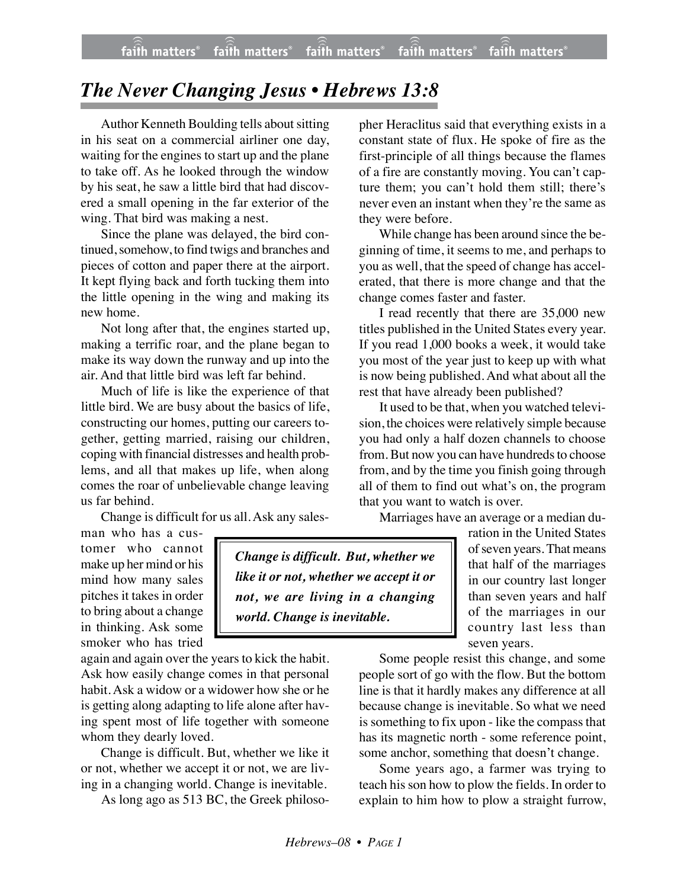# *The Never Changing Jesus • Hebrews 13:8*

Author Kenneth Boulding tells about sitting in his seat on a commercial airliner one day, waiting for the engines to start up and the plane to take off. As he looked through the window by his seat, he saw a little bird that had discovered a small opening in the far exterior of the wing. That bird was making a nest.

Since the plane was delayed, the bird continued, somehow, to find twigs and branches and pieces of cotton and paper there at the airport. It kept flying back and forth tucking them into the little opening in the wing and making its new home.

Not long after that, the engines started up, making a terrific roar, and the plane began to make its way down the runway and up into the air. And that little bird was left far behind.

Much of life is like the experience of that little bird. We are busy about the basics of life, constructing our homes, putting our careers together, getting married, raising our children, coping with financial distresses and health problems, and all that makes up life, when along comes the roar of unbelievable change leaving us far behind.

Change is difficult for us all. Ask any salesman who has a customer who cannot make up her mind or his mind how many sales pitches it takes in order to bring about a change in thinking. Ask some smoker who has tried again and again over the years to kick the habit. Ask how easily change comes in that personal habit. Ask a widow or a widower how she or he is getting along adapting to life alone after having spent most of life together with someone whom they dearly loved.

> ***Change is difficult. But, whether we like it or not, whether we accept it or not, we are living in a changing world. Change is inevitable.***

Change is difficult. But, whether we like it or not, whether we accept it or not, we are living in a changing world. Change is inevitable.

As long ago as 513 BC, the Greek philosopher Heraclitus said that everything exists in a constant state of flux. He spoke of fire as the first-principle of all things because the flames of a fire are constantly moving. You can't capture them; you can't hold them still; there's never even an instant when they're the same as they were before.

While change has been around since the beginning of time, it seems to me, and perhaps to you as well, that the speed of change has accelerated, that there is more change and that the change comes faster and faster.

I read recently that there are 35,000 new titles published in the United States every year. If you read 1,000 books a week, it would take you most of the year just to keep up with what is now being published. And what about all the rest that have already been published?

It used to be that, when you watched television, the choices were relatively simple because you had only a half dozen channels to choose from. But now you can have hundreds to choose from, and by the time you finish going through all of them to find out what's on, the program that you want to watch is over.

Marriages have an average or a median duration in the United States of seven years. That means that half of the marriages in our country last longer than seven years and half of the marriages in our country last less than seven years.

Some people resist this change, and some people sort of go with the flow. But the bottom line is that it hardly makes any difference at all because change is inevitable. So what we need is something to fix upon - like the compass that has its magnetic north - some reference point, some anchor, something that doesn't change.

Some years ago, a farmer was trying to teach his son how to plow the fields. In order to explain to him how to plow a straight furrow,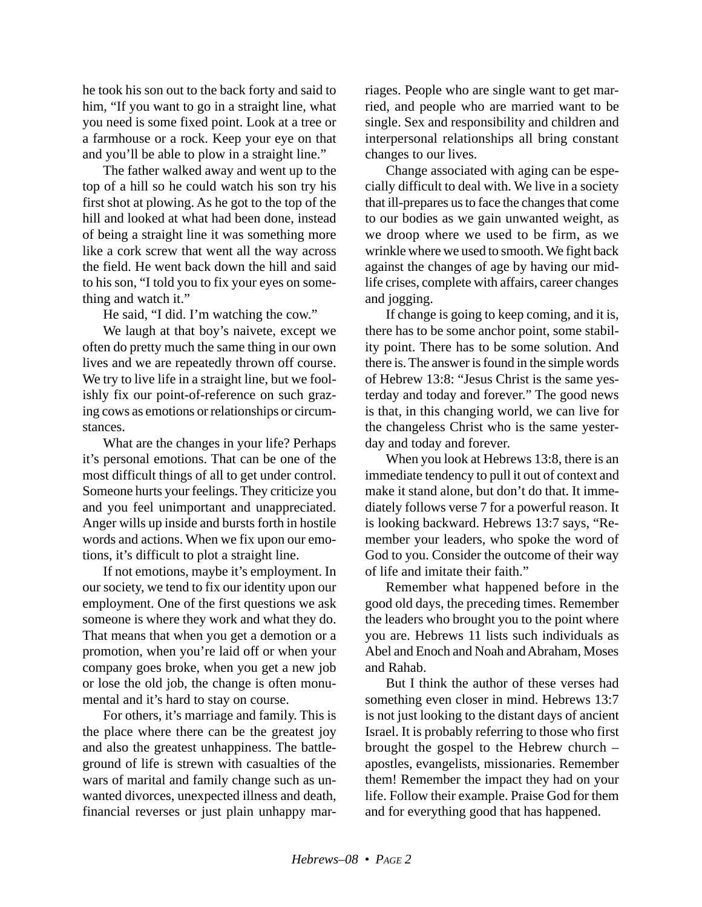he took his son out to the back forty and said to him, "If you want to go in a straight line, what you need is some fixed point. Look at a tree or a farmhouse or a rock. Keep your eye on that and you'll be able to plow in a straight line."

The father walked away and went up to the top of a hill so he could watch his son try his first shot at plowing. As he got to the top of the hill and looked at what had been done, instead of being a straight line it was something more like a cork screw that went all the way across the field. He went back down the hill and said to his son, "I told you to fix your eyes on something and watch it."

He said, "I did. I'm watching the cow."

We laugh at that boy's naivete, except we often do pretty much the same thing in our own lives and we are repeatedly thrown off course. We try to live life in a straight line, but we foolishly fix our point-of-reference on such grazing cows as emotions or relationships or circumstances.

What are the changes in your life? Perhaps it's personal emotions. That can be one of the most difficult things of all to get under control. Someone hurts your feelings. They criticize you and you feel unimportant and unappreciated. Anger wills up inside and bursts forth in hostile words and actions. When we fix upon our emotions, it's difficult to plot a straight line.

If not emotions, maybe it's employment. In our society, we tend to fix our identity upon our employment. One of the first questions we ask someone is where they work and what they do. That means that when you get a demotion or a promotion, when you're laid off or when your company goes broke, when you get a new job or lose the old job, the change is often monumental and it's hard to stay on course.

For others, it's marriage and family. This is the place where there can be the greatest joy and also the greatest unhappiness. The battleground of life is strewn with casualties of the wars of marital and family change such as unwanted divorces, unexpected illness and death, financial reverses or just plain unhappy marriages. People who are single want to get married, and people who are married want to be single. Sex and responsibility and children and interpersonal relationships all bring constant changes to our lives.

Change associated with aging can be especially difficult to deal with. We live in a society that ill-prepares us to face the changes that come to our bodies as we gain unwanted weight, as we droop where we used to be firm, as we wrinkle where we used to smooth. We fight back against the changes of age by having our mid-life crises, complete with affairs, career changes and jogging.

If change is going to keep coming, and it is, there has to be some anchor point, some stability point. There has to be some solution. And there is. The answer is found in the simple words of Hebrew 13:8: "Jesus Christ is the same yesterday and today and forever." The good news is that, in this changing world, we can live for the changeless Christ who is the same yesterday and today and forever.

When you look at Hebrews 13:8, there is an immediate tendency to pull it out of context and make it stand alone, but don't do that. It immediately follows verse 7 for a powerful reason. It is looking backward. Hebrews 13:7 says, "Remember your leaders, who spoke the word of God to you. Consider the outcome of their way of life and imitate their faith."

Remember what happened before in the good old days, the preceding times. Remember the leaders who brought you to the point where you are. Hebrews 11 lists such individuals as Abel and Enoch and Noah and Abraham, Moses and Rahab.

But I think the author of these verses had something even closer in mind. Hebrews 13:7 is not just looking to the distant days of ancient Israel. It is probably referring to those who first brought the gospel to the Hebrew church – apostles, evangelists, missionaries. Remember them! Remember the impact they had on your life. Follow their example. Praise God for them and for everything good that has happened.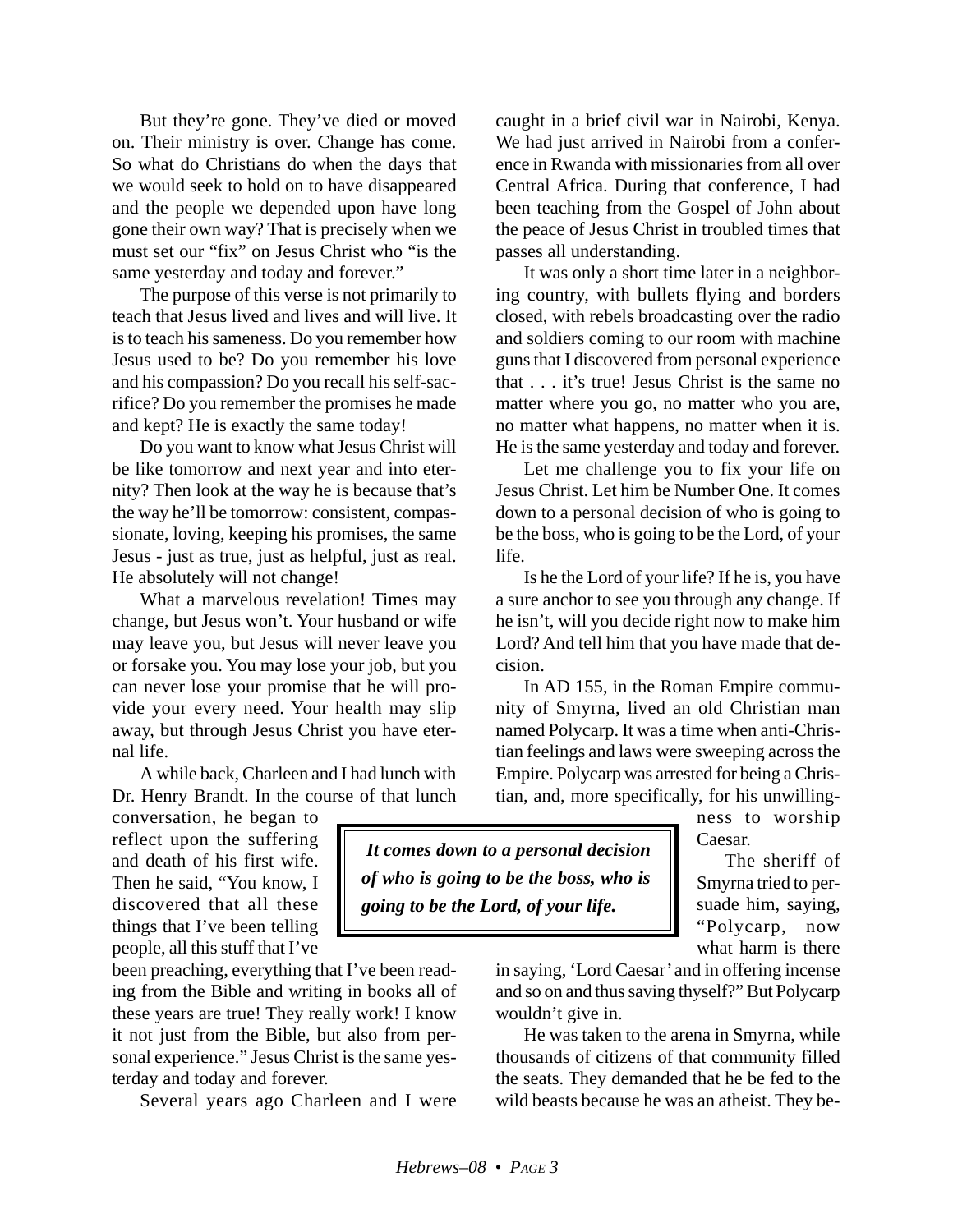But they're gone. They've died or moved on. Their ministry is over. Change has come. So what do Christians do when the days that we would seek to hold on to have disappeared and the people we depended upon have long gone their own way? That is precisely when we must set our "fix" on Jesus Christ who "is the same yesterday and today and forever."

The purpose of this verse is not primarily to teach that Jesus lived and lives and will live. It is to teach his sameness. Do you remember how Jesus used to be? Do you remember his love and his compassion? Do you recall his self-sacrifice? Do you remember the promises he made and kept? He is exactly the same today!

Do you want to know what Jesus Christ will be like tomorrow and next year and into eternity? Then look at the way he is because that's the way he'll be tomorrow: consistent, compassionate, loving, keeping his promises, the same Jesus - just as true, just as helpful, just as real. He absolutely will not change!

What a marvelous revelation! Times may change, but Jesus won't. Your husband or wife may leave you, but Jesus will never leave you or forsake you. You may lose your job, but you can never lose your promise that he will provide your every need. Your health may slip away, but through Jesus Christ you have eternal life.

A while back, Charleen and I had lunch with Dr. Henry Brandt. In the course of that lunch conversation, he began to reflect upon the suffering and death of his first wife. Then he said, "You know, I discovered that all these things that I've been telling people, all this stuff that I've been preaching, everything that I've been reading from the Bible and writing in books all of these years are true! They really work! I know it not just from the Bible, but also from personal experience." Jesus Christ is the same yesterday and today and forever.

Several years ago Charleen and I were caught in a brief civil war in Nairobi, Kenya. We had just arrived in Nairobi from a conference in Rwanda with missionaries from all over Central Africa. During that conference, I had been teaching from the Gospel of John about the peace of Jesus Christ in troubled times that passes all understanding.

It was only a short time later in a neighboring country, with bullets flying and borders closed, with rebels broadcasting over the radio and soldiers coming to our room with machine guns that I discovered from personal experience that . . . it's true! Jesus Christ is the same no matter where you go, no matter who you are, no matter what happens, no matter when it is. He is the same yesterday and today and forever.

Let me challenge you to fix your life on Jesus Christ. Let him be Number One. It comes down to a personal decision of who is going to be the boss, who is going to be the Lord, of your life.

Is he the Lord of your life? If he is, you have a sure anchor to see you through any change. If he isn't, will you decide right now to make him Lord? And tell him that you have made that decision.

***It comes down to a personal decision of who is going to be the boss, who is going to be the Lord, of your life.***

In AD 155, in the Roman Empire community of Smyrna, lived an old Christian man named Polycarp. It was a time when anti-Christian feelings and laws were sweeping across the Empire. Polycarp was arrested for being a Christian, and, more specifically, for his unwillingness to worship Caesar.

The sheriff of Smyrna tried to persuade him, saying, "Polycarp, now what harm is there in saying, 'Lord Caesar' and in offering incense and so on and thus saving thyself?" But Polycarp wouldn't give in.

He was taken to the arena in Smyrna, while thousands of citizens of that community filled the seats. They demanded that he be fed to the wild beasts because he was an atheist. They be-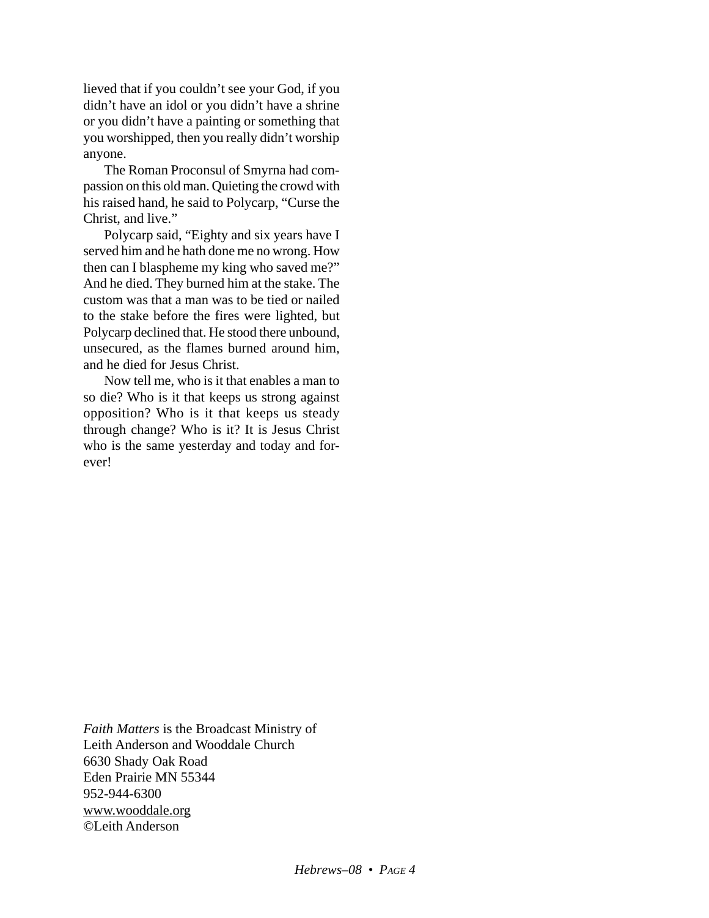lieved that if you couldn't see your God, if you didn't have an idol or you didn't have a shrine or you didn't have a painting or something that you worshipped, then you really didn't worship anyone.

The Roman Proconsul of Smyrna had compassion on this old man. Quieting the crowd with his raised hand, he said to Polycarp, "Curse the Christ, and live."

Polycarp said, "Eighty and six years have I served him and he hath done me no wrong. How then can I blaspheme my king who saved me?" And he died. They burned him at the stake. The custom was that a man was to be tied or nailed to the stake before the fires were lighted, but Polycarp declined that. He stood there unbound, unsecured, as the flames burned around him, and he died for Jesus Christ.

Now tell me, who is it that enables a man to so die? Who is it that keeps us strong against opposition? Who is it that keeps us steady through change? Who is it? It is Jesus Christ who is the same yesterday and today and forever!

*Faith Matters* is the Broadcast Ministry of
Leith Anderson and Wooddale Church
6630 Shady Oak Road
Eden Prairie MN 55344
952-944-6300
www.wooddale.org
©Leith Anderson